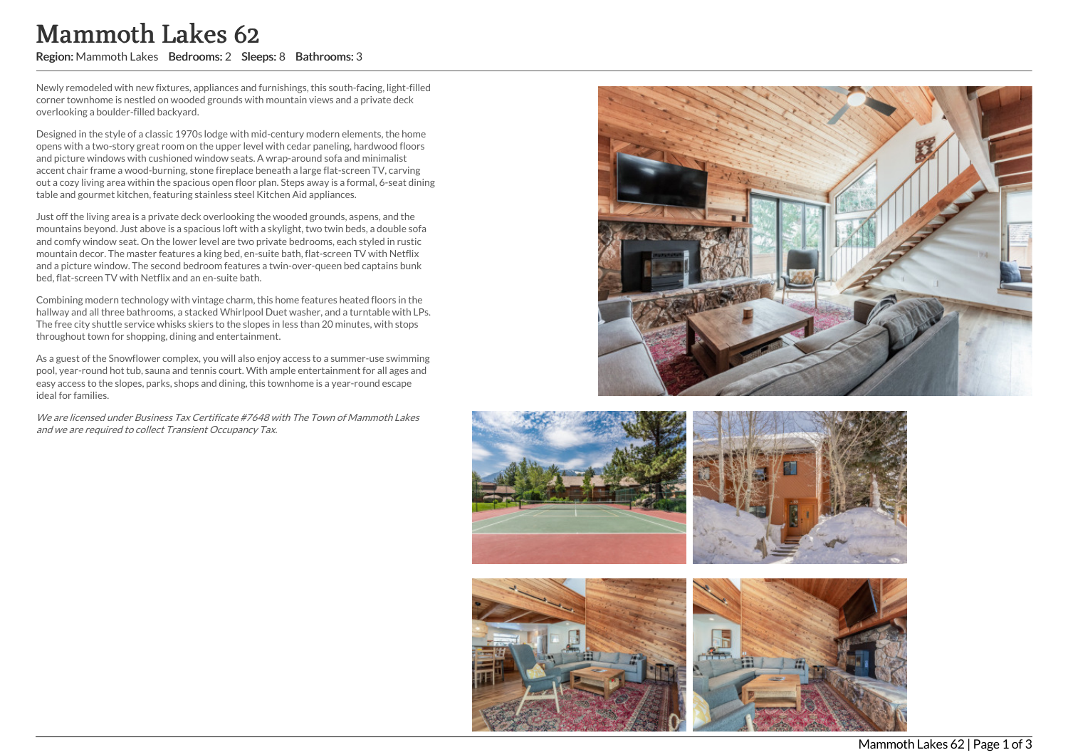# Mammoth Lakes 62

**Region:** Mammoth Lakes **Bedrooms:** 2 **Sleeps:** 8 **Bathrooms:** 3

Newly remodeled with new fixtures, appliances and furnishings, this south-facing, light-filled corner townhome is nestled on wooded grounds with mountain views and a private deck overlooking a boulder-filled backyard.

Designed in the style of a classic 1970s lodge with mid-century modern elements, the home opens with a two-story great room on the upper level with cedar paneling, hardwood floors and picture windows with cushioned window seats. A wrap-around sofa and minimalist accent chair frame a wood-burning, stone fireplace beneath a large flat-screen TV, carving out a cozy living area within the spacious open floor plan. Steps away is a formal, 6-seat dining table and gourmet kitchen, featuring stainless steel Kitchen Aid appliances.

Just off the living area is a private deck overlooking the wooded grounds, aspens, and the mountains beyond. Just above is a spacious loft with a skylight, two twin beds, a double sofa and comfy window seat. On the lower level are two private bedrooms, each styled in rustic mountain decor. The master features a king bed, en-suite bath, flat-screen TV with Netflix and a picture window. The second bedroom features a twin-over-queen bed captains bunk bed, flat-screen TV with Netflix and an en-suite bath.

Combining modern technology with vintage charm, this home features heated floors in the hallway and all three bathrooms, a stacked Whirlpool Duet washer, and a turntable with LPs. The free city shuttle service whisks skiers to the slopes in less than 20 minutes, with stops throughout town for shopping, dining and entertainment.

As a guest of the Snowflower complex, you will also enjoy access to a summer-use swimming pool, year-round hot tub, sauna and tennis court. With ample entertainment for all ages and easy access to the slopes, parks, shops and dining, this townhome is a year-round escape ideal for families.

*We are licensed under Business Tax Certificate #7648 with The Town of Mammoth Lakes and we are required to collect Transient Occupancy Tax.*